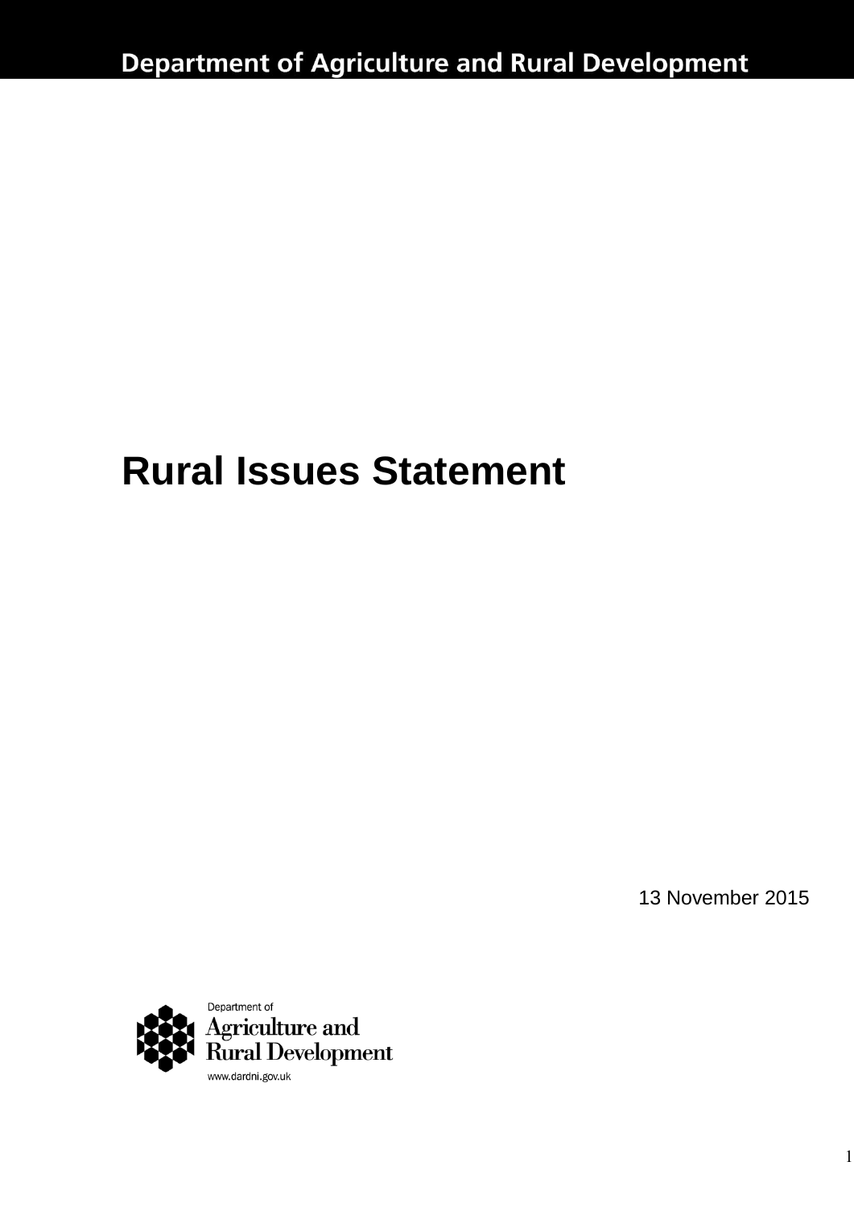Department of Agriculture and Rural Development

# Rural Issues Statement

13 November 2015

Department of
Agriculture and
Rural Development
www.dardni.gov.uk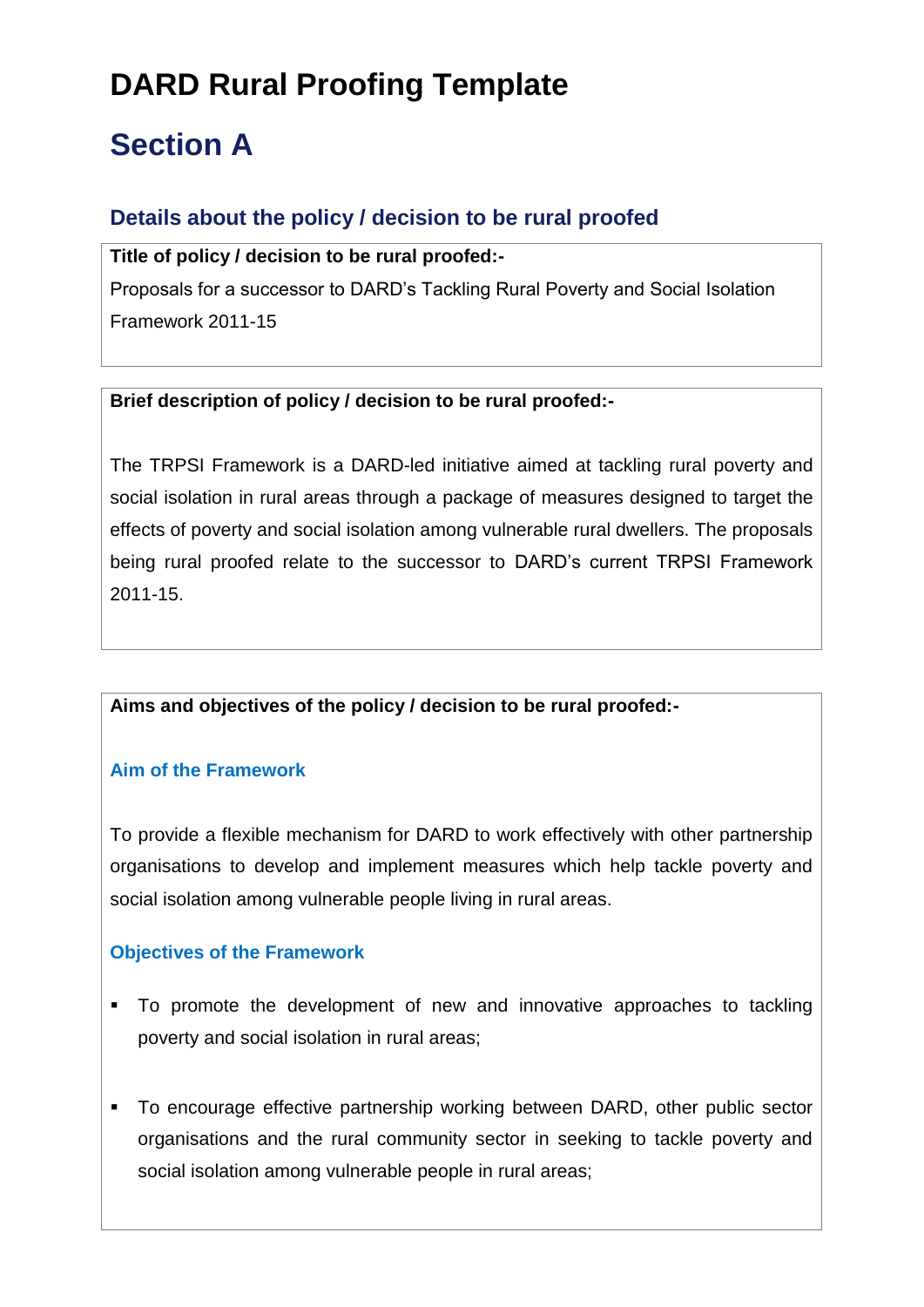# DARD Rural Proofing Template

# Section A

## Details about the policy / decision to be rural proofed

**Title of policy / decision to be rural proofed:-**

Proposals for a successor to DARD's Tackling Rural Poverty and Social Isolation Framework 2011-15

**Brief description of policy / decision to be rural proofed:-**

The TRPSI Framework is a DARD-led initiative aimed at tackling rural poverty and social isolation in rural areas through a package of measures designed to target the effects of poverty and social isolation among vulnerable rural dwellers. The proposals being rural proofed relate to the successor to DARD's current TRPSI Framework 2011-15.

**Aims and objectives of the policy / decision to be rural proofed:-**

### Aim of the Framework

To provide a flexible mechanism for DARD to work effectively with other partnership organisations to develop and implement measures which help tackle poverty and social isolation among vulnerable people living in rural areas.

### Objectives of the Framework

- To promote the development of new and innovative approaches to tackling poverty and social isolation in rural areas;
- To encourage effective partnership working between DARD, other public sector organisations and the rural community sector in seeking to tackle poverty and social isolation among vulnerable people in rural areas;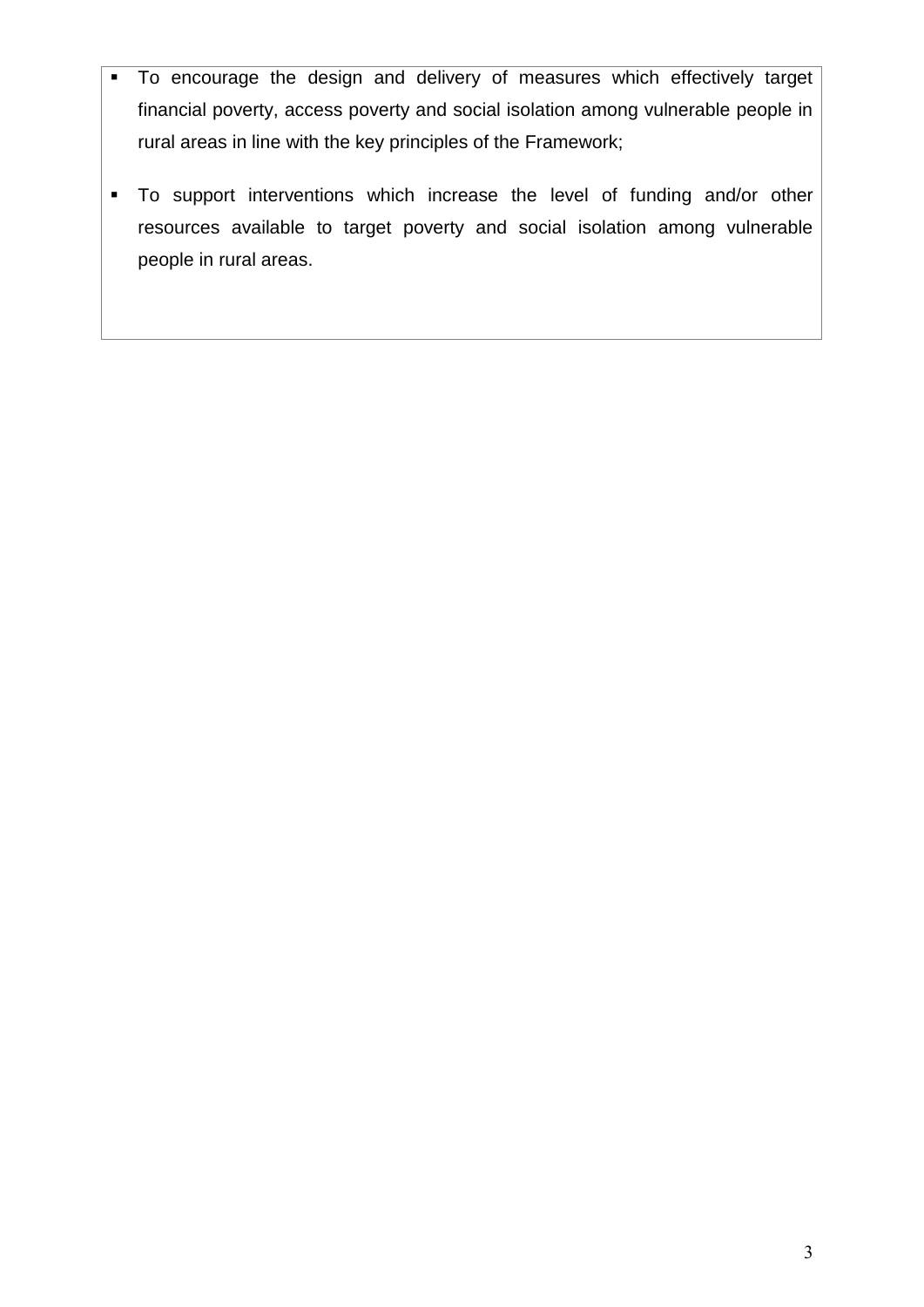- To encourage the design and delivery of measures which effectively target financial poverty, access poverty and social isolation among vulnerable people in rural areas in line with the key principles of the Framework;
- To support interventions which increase the level of funding and/or other resources available to target poverty and social isolation among vulnerable people in rural areas.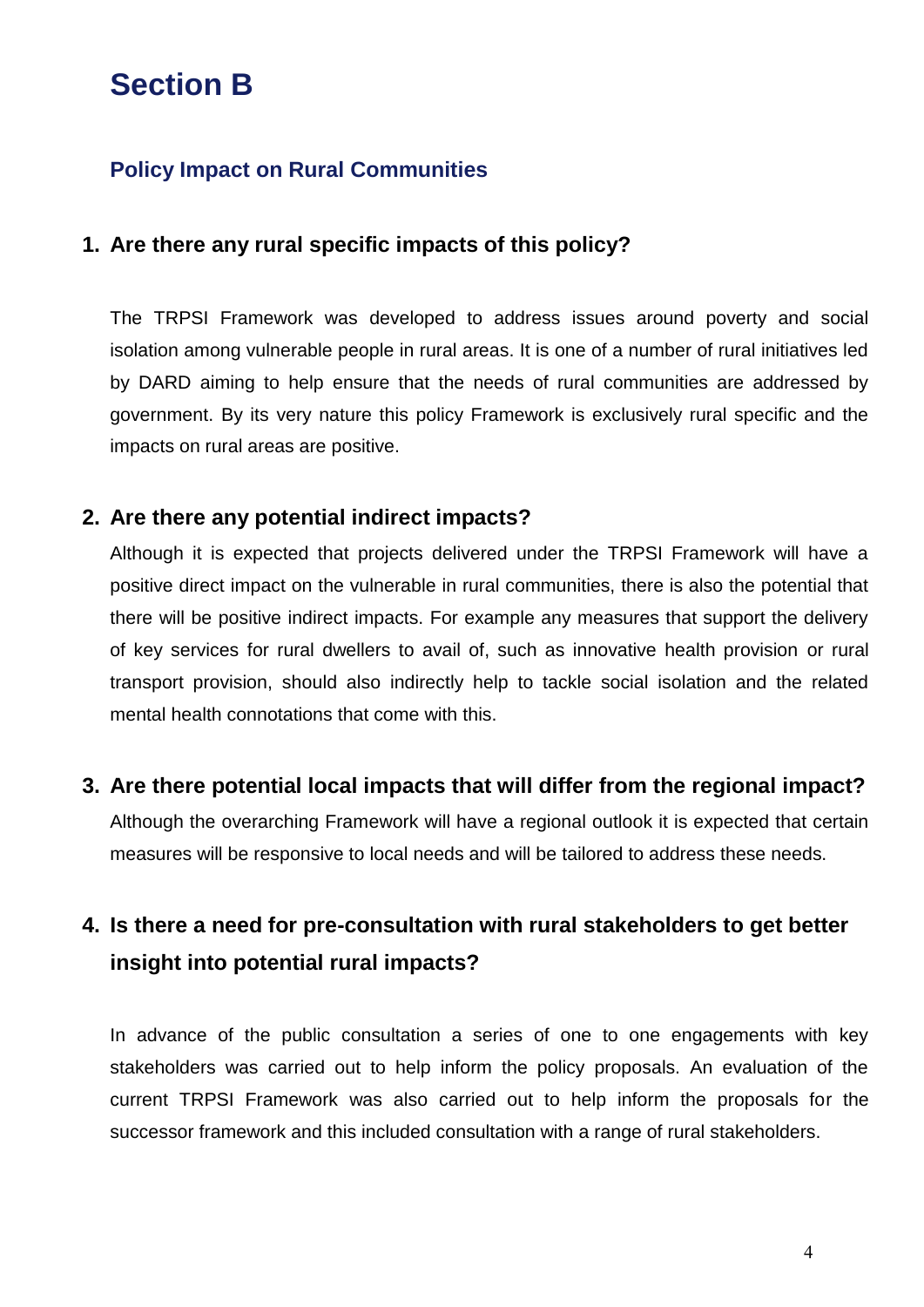# Section B

## Policy Impact on Rural Communities

### 1. Are there any rural specific impacts of this policy?

The TRPSI Framework was developed to address issues around poverty and social isolation among vulnerable people in rural areas. It is one of a number of rural initiatives led by DARD aiming to help ensure that the needs of rural communities are addressed by government. By its very nature this policy Framework is exclusively rural specific and the impacts on rural areas are positive.

### 2. Are there any potential indirect impacts?

Although it is expected that projects delivered under the TRPSI Framework will have a positive direct impact on the vulnerable in rural communities, there is also the potential that there will be positive indirect impacts. For example any measures that support the delivery of key services for rural dwellers to avail of, such as innovative health provision or rural transport provision, should also indirectly help to tackle social isolation and the related mental health connotations that come with this.

### 3. Are there potential local impacts that will differ from the regional impact?

Although the overarching Framework will have a regional outlook it is expected that certain measures will be responsive to local needs and will be tailored to address these needs.

### 4. Is there a need for pre-consultation with rural stakeholders to get better insight into potential rural impacts?

In advance of the public consultation a series of one to one engagements with key stakeholders was carried out to help inform the policy proposals. An evaluation of the current TRPSI Framework was also carried out to help inform the proposals for the successor framework and this included consultation with a range of rural stakeholders.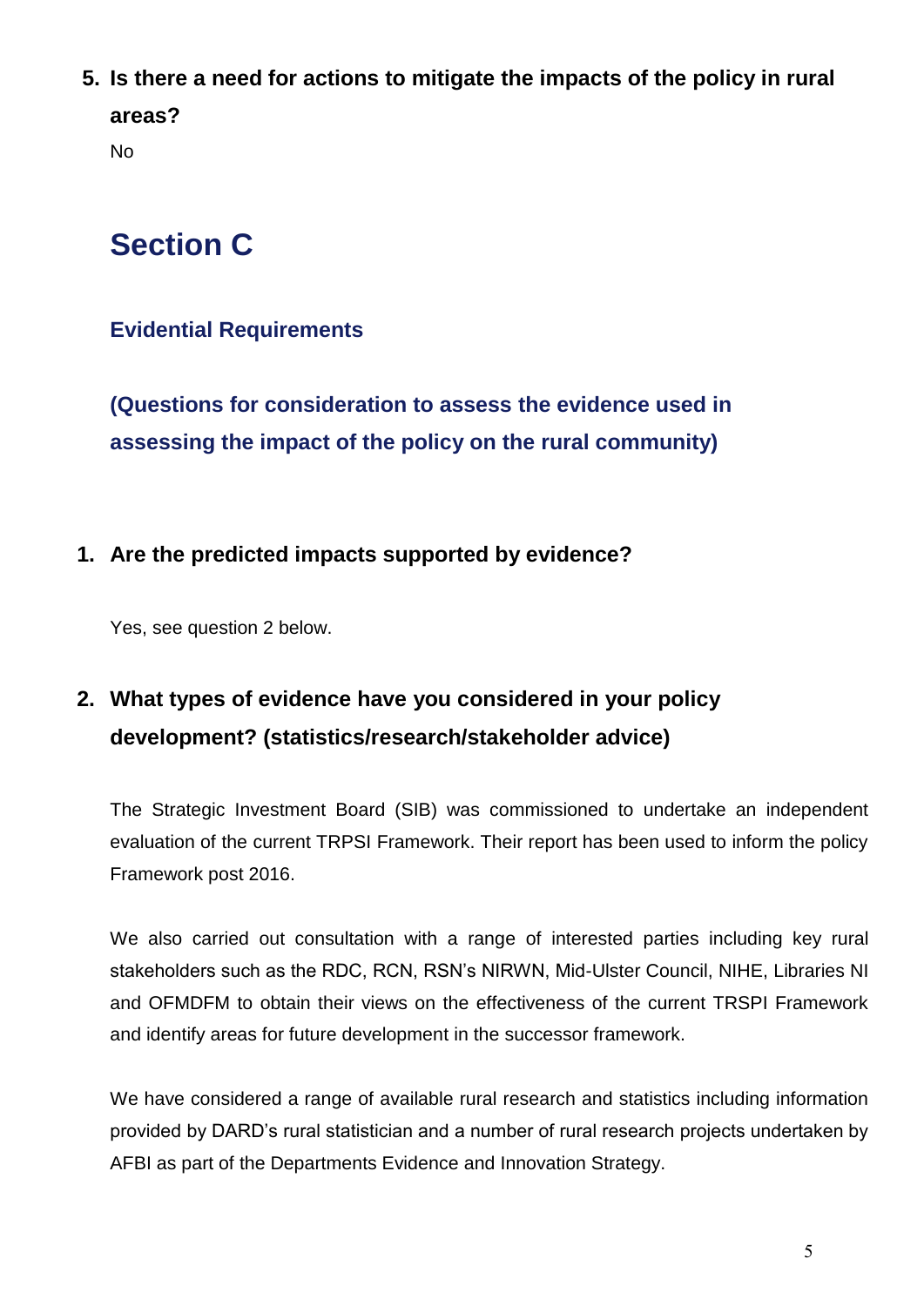5. **Is there a need for actions to mitigate the impacts of the policy in rural areas?**

   No

# Section C

### Evidential Requirements

### (Questions for consideration to assess the evidence used in assessing the impact of the policy on the rural community)

1. **Are the predicted impacts supported by evidence?**

   Yes, see question 2 below.

2. **What types of evidence have you considered in your policy development? (statistics/research/stakeholder advice)**

   The Strategic Investment Board (SIB) was commissioned to undertake an independent evaluation of the current TRPSI Framework. Their report has been used to inform the policy Framework post 2016.

   We also carried out consultation with a range of interested parties including key rural stakeholders such as the RDC, RCN, RSN's NIRWN, Mid-Ulster Council, NIHE, Libraries NI and OFMDFM to obtain their views on the effectiveness of the current TRSPI Framework and identify areas for future development in the successor framework.

   We have considered a range of available rural research and statistics including information provided by DARD's rural statistician and a number of rural research projects undertaken by AFBI as part of the Departments Evidence and Innovation Strategy.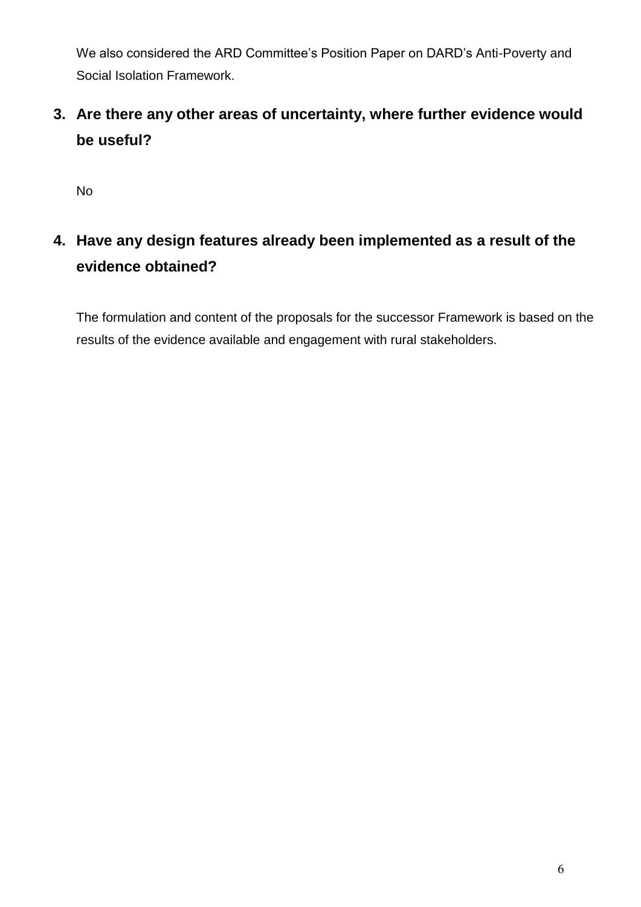We also considered the ARD Committee's Position Paper on DARD's Anti-Poverty and Social Isolation Framework.

## 3. Are there any other areas of uncertainty, where further evidence would be useful?

No

## 4. Have any design features already been implemented as a result of the evidence obtained?

The formulation and content of the proposals for the successor Framework is based on the results of the evidence available and engagement with rural stakeholders.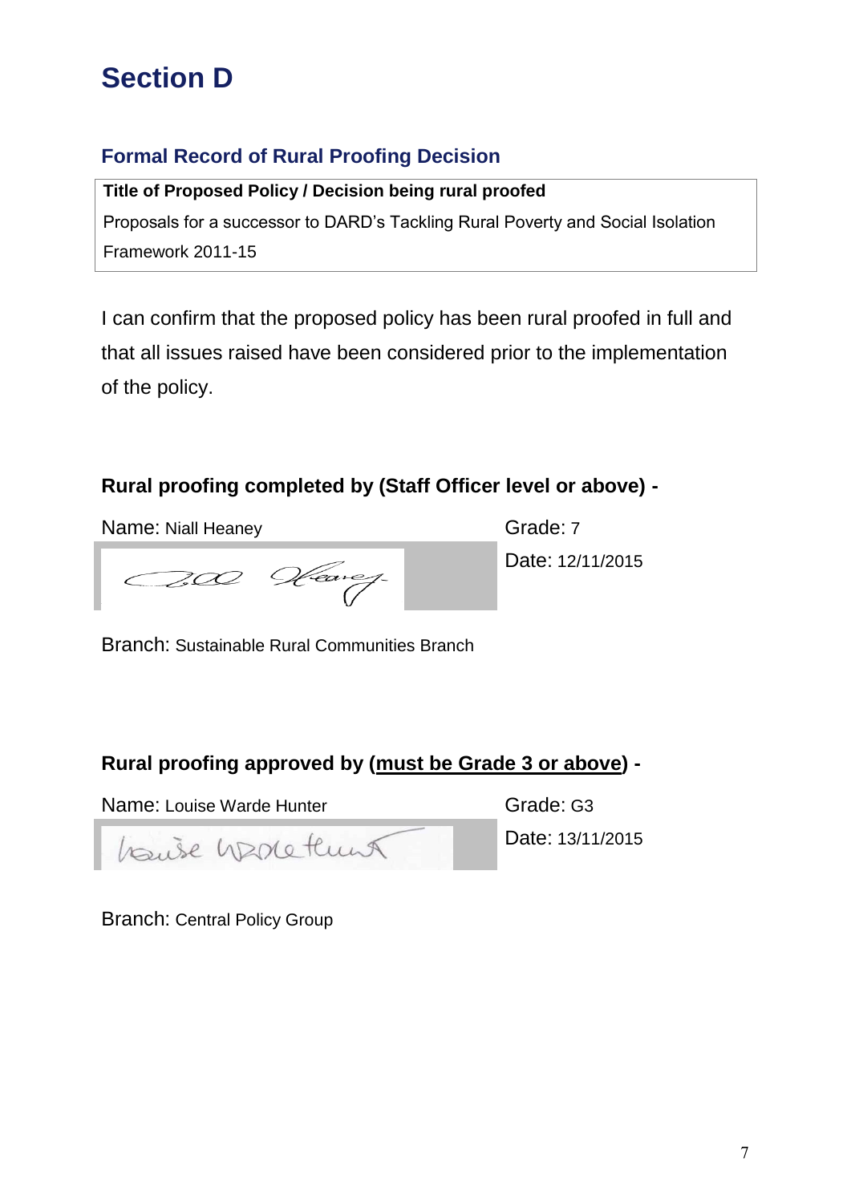# Section D

## Formal Record of Rural Proofing Decision

| |
|---|
| **Title of Proposed Policy / Decision being rural proofed** |
| Proposals for a successor to DARD's Tackling Rural Poverty and Social Isolation Framework 2011-15 |

I can confirm that the proposed policy has been rural proofed in full and that all issues raised have been considered prior to the implementation of the policy.

**Rural proofing completed by (Staff Officer level or above) -**

Name: Niall Heaney

Grade: 7

Date: 12/11/2015

Branch: Sustainable Rural Communities Branch

**Rural proofing approved by (<u>must be Grade 3 or above</u>) -**

Name: Louise Warde Hunter

Grade: G3

Date: 13/11/2015

Branch: Central Policy Group